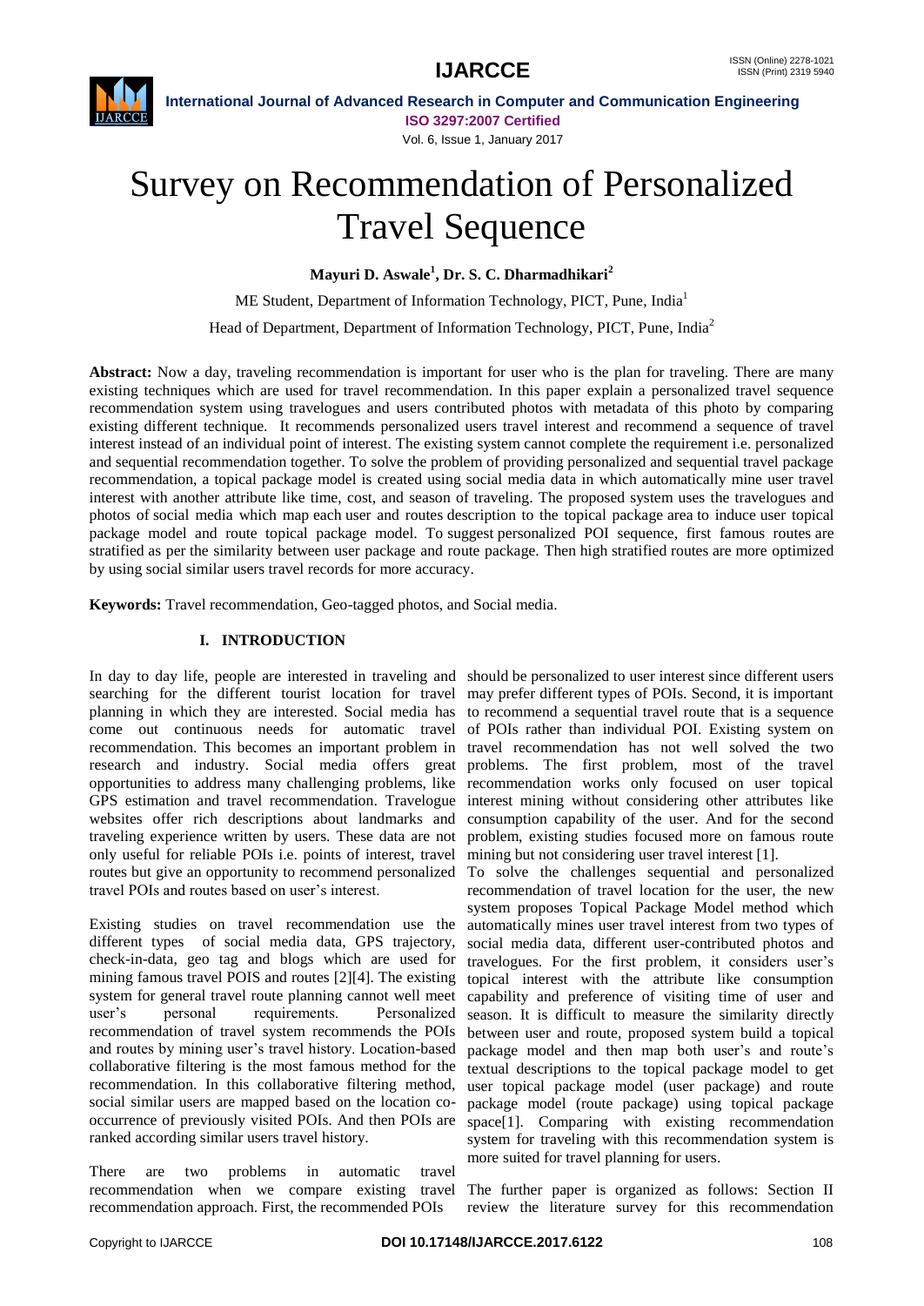# Survey on Recommendation of Personalized Travel Sequence

**Mayuri D. Aswale[1], Dr. S. C. Dharmadhikari[2]**

ME Student, Department of Information Technology, PICT, Pune, India[1]

Head of Department, Department of Information Technology, PICT, Pune, India[2]

**Abstract:** Now a day, traveling recommendation is important for user who is the plan for traveling. There are many existing techniques which are used for travel recommendation. In this paper explain a personalized travel sequence recommendation system using travelogues and users contributed photos with metadata of this photo by comparing existing different technique. It recommends personalized users travel interest and recommend a sequence of travel interest instead of an individual point of interest. The existing system cannot complete the requirement i.e. personalized and sequential recommendation together. To solve the problem of providing personalized and sequential travel package recommendation, a topical package model is created using social media data in which automatically mine user travel interest with another attribute like time, cost, and season of traveling. The proposed system uses the travelogues and photos of social media which map each user and routes description to the topical package area to induce user topical package model and route topical package model. To suggest personalized POI sequence, first famous routes are stratified as per the similarity between user package and route package. Then high stratified routes are more optimized by using social similar users travel records for more accuracy.

**Keywords:** Travel recommendation, Geo-tagged photos, and Social media.

## I. INTRODUCTION

In day to day life, people are interested in traveling and searching for the different tourist location for travel planning in which they are interested. Social media has come out continuous needs for automatic travel recommendation. This becomes an important problem in research and industry. Social media offers great opportunities to address many challenging problems, like GPS estimation and travel recommendation. Travelogue websites offer rich descriptions about landmarks and traveling experience written by users. These data are not only useful for reliable POIs i.e. points of interest, travel routes but give an opportunity to recommend personalized travel POIs and routes based on user's interest.

Existing studies on travel recommendation use the different types of social media data, GPS trajectory, check-in-data, geo tag and blogs which are used for mining famous travel POIS and routes [2][4]. The existing system for general travel route planning cannot well meet user's personal requirements. Personalized recommendation of travel system recommends the POIs and routes by mining user's travel history. Location-based collaborative filtering is the most famous method for the recommendation. In this collaborative filtering method, social similar users are mapped based on the location co-occurrence of previously visited POIs. And then POIs are ranked according similar users travel history.

There are two problems in automatic travel recommendation when we compare existing travel recommendation approach. First, the recommended POIs should be personalized to user interest since different users may prefer different types of POIs. Second, it is important to recommend a sequential travel route that is a sequence of POIs rather than individual POI. Existing system on travel recommendation has not well solved the two problems. The first problem, most of the travel recommendation works only focused on user topical interest mining without considering other attributes like consumption capability of the user. And for the second problem, existing studies focused more on famous route mining but not considering user travel interest [1].

To solve the challenges sequential and personalized recommendation of travel location for the user, the new system proposes Topical Package Model method which automatically mines user travel interest from two types of social media data, different user-contributed photos and travelogues. For the first problem, it considers user's topical interest with the attribute like consumption capability and preference of visiting time of user and season. It is difficult to measure the similarity directly between user and route, proposed system build a topical package model and then map both user's and route's textual descriptions to the topical package model to get user topical package model (user package) and route package model (route package) using topical package space[1]. Comparing with existing recommendation system for traveling with this recommendation system is more suited for travel planning for users.

The further paper is organized as follows: Section II review the literature survey for this recommendation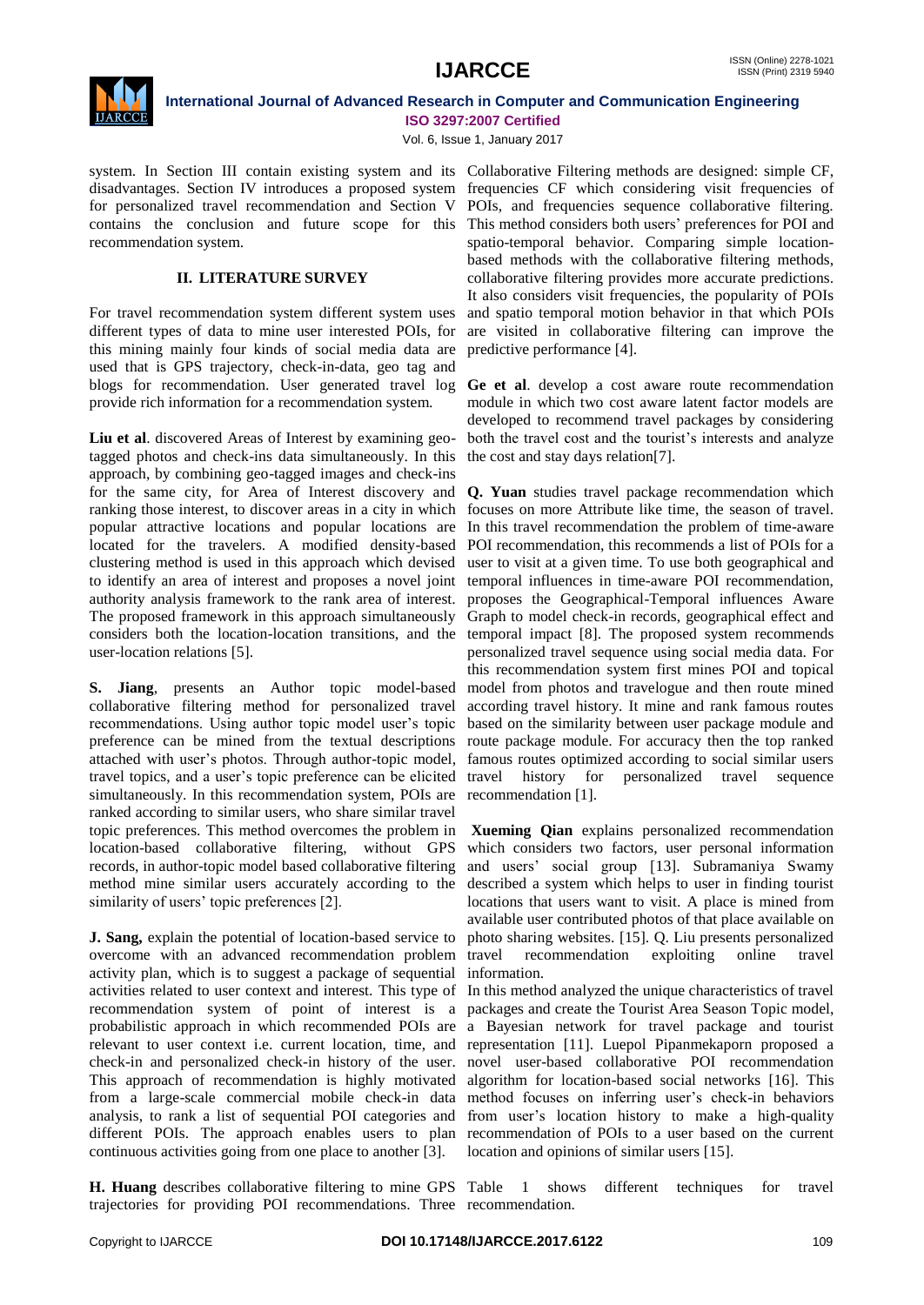system. In Section III contain existing system and its disadvantages. Section IV introduces a proposed system for personalized travel recommendation and Section V contains the conclusion and future scope for this recommendation system.

## II. LITERATURE SURVEY

For travel recommendation system different system uses different types of data to mine user interested POIs, for this mining mainly four kinds of social media data are used that is GPS trajectory, check-in-data, geo tag and blogs for recommendation. User generated travel log provide rich information for a recommendation system.

**Liu et al**. discovered Areas of Interest by examining geo-tagged photos and check-ins data simultaneously. In this approach, by combining geo-tagged images and check-ins for the same city, for Area of Interest discovery and ranking those interest, to discover areas in a city in which popular attractive locations and popular locations are located for the travelers. A modified density-based clustering method is used in this approach which devised to identify an area of interest and proposes a novel joint authority analysis framework to the rank area of interest. The proposed framework in this approach simultaneously considers both the location-location transitions, and the user-location relations [5].

**S. Jiang**, presents an Author topic model-based collaborative filtering method for personalized travel recommendations. Using author topic model user's topic preference can be mined from the textual descriptions attached with user's photos. Through author-topic model, travel topics, and a user's topic preference can be elicited simultaneously. In this recommendation system, POIs are ranked according to similar users, who share similar travel topic preferences. This method overcomes the problem in location-based collaborative filtering, without GPS records, in author-topic model based collaborative filtering method mine similar users accurately according to the similarity of users' topic preferences [2].

**J. Sang,** explain the potential of location-based service to overcome with an advanced recommendation problem activity plan, which is to suggest a package of sequential activities related to user context and interest. This type of recommendation system of point of interest is a probabilistic approach in which recommended POIs are relevant to user context i.e. current location, time, and check-in and personalized check-in history of the user. This approach of recommendation is highly motivated from a large-scale commercial mobile check-in data analysis, to rank a list of sequential POI categories and different POIs. The approach enables users to plan continuous activities going from one place to another [3].

**H. Huang** describes collaborative filtering to mine GPS trajectories for providing POI recommendations. Three Collaborative Filtering methods are designed: simple CF, frequencies CF which considering visit frequencies of POIs, and frequencies sequence collaborative filtering. This method considers both users' preferences for POI and spatio-temporal behavior. Comparing simple location-based methods with the collaborative filtering methods, collaborative filtering provides more accurate predictions. It also considers visit frequencies, the popularity of POIs and spatio temporal motion behavior in that which POIs are visited in collaborative filtering can improve the predictive performance [4].

**Ge et al**. develop a cost aware route recommendation module in which two cost aware latent factor models are developed to recommend travel packages by considering both the travel cost and the tourist's interests and analyze the cost and stay days relation[7].

**Q. Yuan** studies travel package recommendation which focuses on more Attribute like time, the season of travel. In this travel recommendation the problem of time-aware POI recommendation, this recommends a list of POIs for a user to visit at a given time. To use both geographical and temporal influences in time-aware POI recommendation, proposes the Geographical-Temporal influences Aware Graph to model check-in records, geographical effect and temporal impact [8]. The proposed system recommends personalized travel sequence using social media data. For this recommendation system first mines POI and topical model from photos and travelogue and then route mined according travel history. It mine and rank famous routes based on the similarity between user package module and route package module. For accuracy then the top ranked famous routes optimized according to social similar users travel history for personalized travel sequence recommendation [1].

**Xueming Qian** explains personalized recommendation which considers two factors, user personal information and users' social group [13]. Subramaniya Swamy described a system which helps to user in finding tourist locations that users want to visit. A place is mined from available user contributed photos of that place available on photo sharing websites. [15]. Q. Liu presents personalized travel recommendation exploiting online travel information.

In this method analyzed the unique characteristics of travel packages and create the Tourist Area Season Topic model, a Bayesian network for travel package and tourist representation [11]. Luepol Pipanmekaporn proposed a novel user-based collaborative POI recommendation algorithm for location-based social networks [16]. This method focuses on inferring user's check-in behaviors from user's location history to make a high-quality recommendation of POIs to a user based on the current location and opinions of similar users [15].

Table 1 shows different techniques for travel recommendation.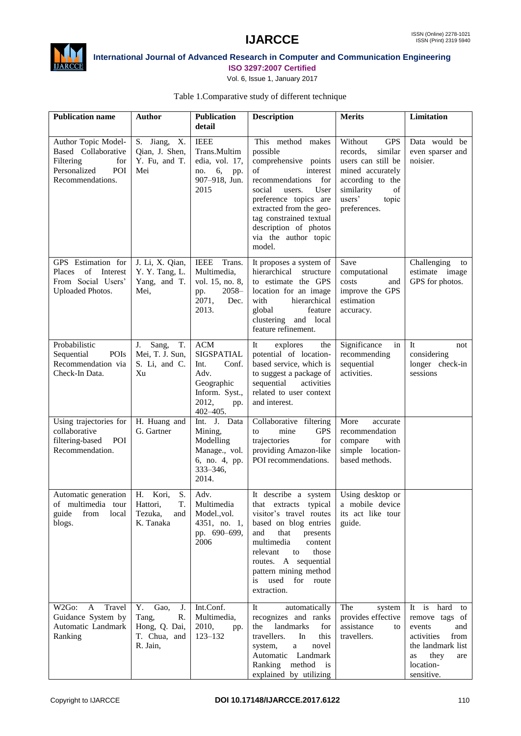Table 1.Comparative study of different technique

| Publication name | Author | Publication detail | Description | Merits | Limitation |
|---|---|---|---|---|---|
| Author Topic Model-Based Collaborative Filtering for Personalized POI Recommendations. | S. Jiang, X. Qian, J. Shen, Y. Fu, and T. Mei | IEEE Trans.Multimedia, vol. 17, no. 6, pp. 907–918, Jun. 2015 | This method makes possible comprehensive points of interest recommendations for social users. User preference topics are extracted from the geo-tag constrained textual description of photos via the author topic model. | Without GPS records, similar users can still be mined accurately according to the similarity of users' topic preferences. | Data would be even sparser and noisier. |
| GPS Estimation for Places of Interest From Social Users' Uploaded Photos. | J. Li, X. Qian, Y. Y. Tang, L. Yang, and T. Mei, | IEEE Trans. Multimedia, vol. 15, no. 8, pp. 2058–2071, Dec. 2013. | It proposes a system of hierarchical structure to estimate the GPS location for an image with hierarchical global feature clustering and local feature refinement. | Save computational costs and improve the GPS estimation accuracy. | Challenging to estimate image GPS for photos. |
| Probabilistic Sequential POIs Recommendation via Check-In Data. | J. Sang, T. Mei, T. J. Sun, S. Li, and C. Xu | ACM SIGSPATIAL Int. Conf. Adv. Geographic Inform. Syst., 2012, pp. 402–405. | It explores the potential of location-based service, which is to suggest a package of sequential activities related to user context and interest. | Significance in recommending sequential activities. | It not considering longer check-in sessions |
| Using trajectories for collaborative filtering-based POI Recommendation. | H. Huang and G. Gartner | Int. J. Data Mining, Modelling Manage., vol. 6, no. 4, pp. 333–346, 2014. | Collaborative filtering to mine GPS trajectories for providing Amazon-like POI recommendations. | More accurate recommendation compare with simple location-based methods. | |
| Automatic generation of multimedia tour guide from local blogs. | H. Kori, S. Hattori, T. Tezuka, and K. Tanaka | Adv. Multimedia Model.,vol. 4351, no. 1, pp. 690–699, 2006 | It describe a system that extracts typical visitor's travel routes based on blog entries and that presents multimedia content relevant to those routes. A sequential pattern mining method is used for route extraction. | Using desktop or a mobile device its act like tour guide. | |
| W2Go: A Travel Guidance System by Automatic Landmark Ranking | Y. Gao, J. Tang, R. Hong, Q. Dai, T. Chua, and R. Jain, | Int.Conf. Multimedia, 2010, pp. 123–132 | It automatically recognizes and ranks the landmarks for travellers. In this system, a novel Automatic Landmark Ranking method is explained by utilizing | The system provides effective assistance to travellers. | It is hard to remove tags of events and activities from the landmark list as they are location-sensitive. |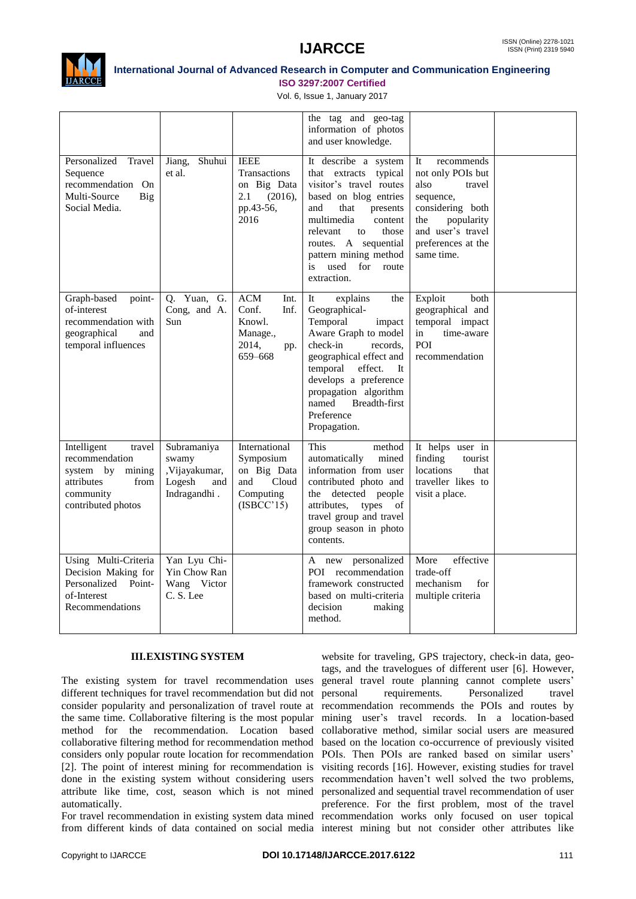|  |  |  | the tag and geo-tag information of photos and user knowledge. |  |  |
|---|---|---|---|---|---|
| Personalized Travel Sequence recommendation On Multi-Source Big Social Media. | Jiang, Shuhui et al. | IEEE Transactions on Big Data 2.1 (2016), pp.43-56, 2016 | It describe a system that extracts typical visitor's travel routes based on blog entries and that presents multimedia content relevant to those routes. A sequential pattern mining method is used for route extraction. | It recommends not only POIs but also travel sequence, considering both the popularity and user's travel preferences at the same time. |  |
| Graph-based point-of-interest recommendation with geographical and temporal influences | Q. Yuan, G. Cong, and A. Sun | ACM Int. Conf. Inf. Knowl. Manage., 2014, pp. 659–668 | It explains the Geographical-Temporal impact Aware Graph to model check-in records, geographical effect and temporal effect. It develops a preference propagation algorithm named Breadth-first Preference Propagation. | Exploit both geographical and temporal impact in time-aware POI recommendation |  |
| Intelligent travel recommendation system by mining attributes from community contributed photos | Subramaniyaswamy ,Vijayakumar, Logesh and Indragandhi . | International Symposium on Big Data and Cloud Computing (ISBCC'15) | This method automatically mined information from user contributed photo and the detected people attributes, types of travel group and travel group season in photo contents. | It helps user in finding tourist locations that traveller likes to visit a place. |  |
| Using Multi-Criteria Decision Making for Personalized Point-of-Interest Recommendations | Yan Lyu Chi-Yin Chow Ran Wang Victor C. S. Lee |  | A new personalized POI recommendation framework constructed based on multi-criteria decision making method. | More effective trade-off mechanism for multiple criteria |  |

## III. EXISTING SYSTEM

The existing system for travel recommendation uses different techniques for travel recommendation but did not consider popularity and personalization of travel route at the same time. Collaborative filtering is the most popular method for the recommendation. Location based collaborative filtering method for recommendation method considers only popular route location for recommendation [2]. The point of interest mining for recommendation is done in the existing system without considering users attribute like time, cost, season which is not mined automatically.

For travel recommendation in existing system data mined from different kinds of data contained on social media website for traveling, GPS trajectory, check-in data, geo-tags, and the travelogues of different user [6]. However, general travel route planning cannot complete users' personal requirements. Personalized travel recommendation recommends the POIs and routes by mining user's travel records. In a location-based collaborative method, similar social users are measured based on the location co-occurrence of previously visited POIs. Then POIs are ranked based on similar users' visiting records [16]. However, existing studies for travel recommendation haven't well solved the two problems, personalized and sequential travel recommendation of user preference. For the first problem, most of the travel recommendation works only focused on user topical interest mining but not consider other attributes like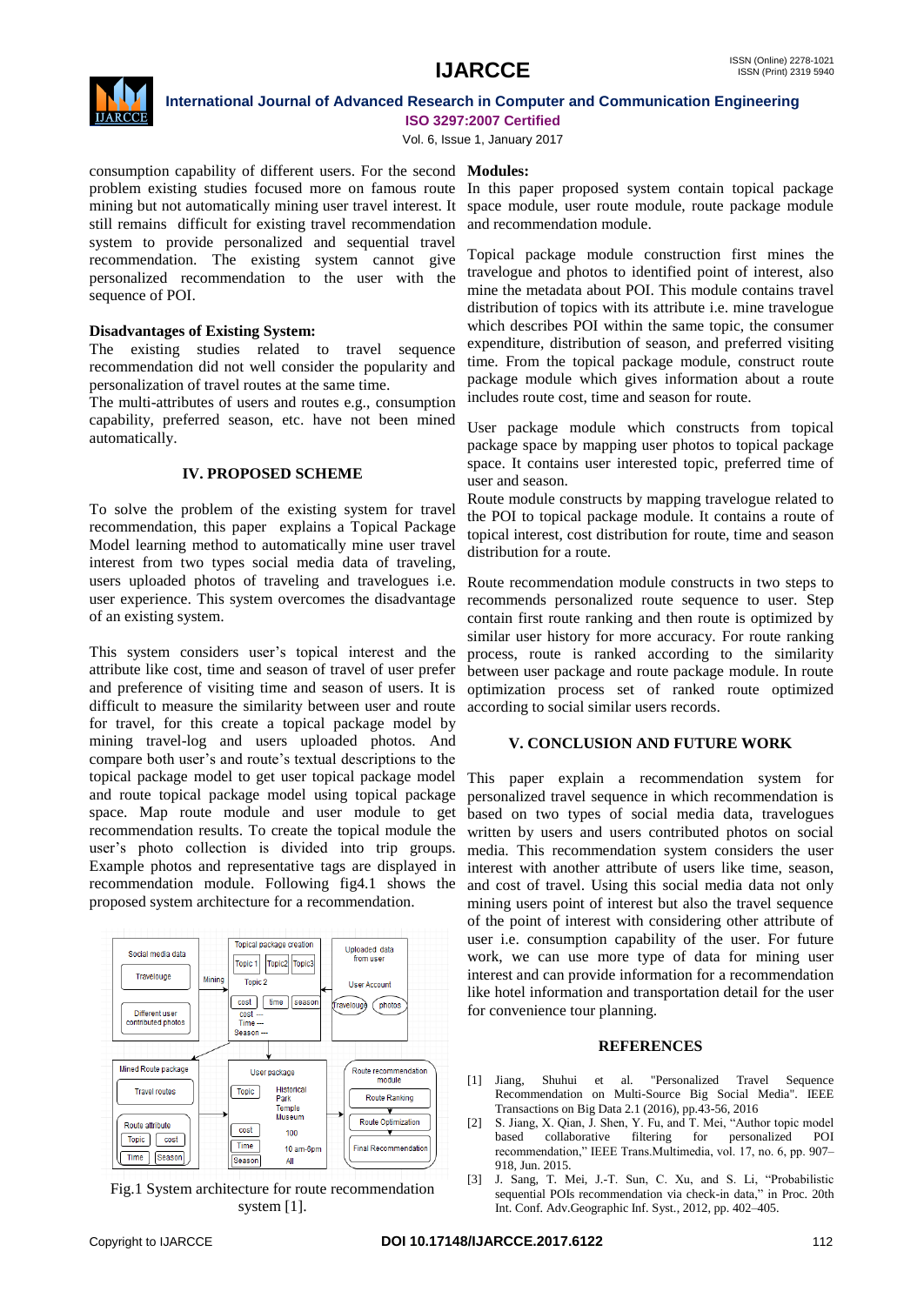consumption capability of different users. For the second problem existing studies focused more on famous route mining but not automatically mining user travel interest. It still remains difficult for existing travel recommendation system to provide personalized and sequential travel recommendation. The existing system cannot give personalized recommendation to the user with the sequence of POI.

**Disadvantages of Existing System:**

The existing studies related to travel sequence recommendation did not well consider the popularity and personalization of travel routes at the same time.

The multi-attributes of users and routes e.g., consumption capability, preferred season, etc. have not been mined automatically.

## IV. PROPOSED SCHEME

To solve the problem of the existing system for travel recommendation, this paper explains a Topical Package Model learning method to automatically mine user travel interest from two types social media data of traveling, users uploaded photos of traveling and travelogues i.e. user experience. This system overcomes the disadvantage of an existing system.

This system considers user's topical interest and the attribute like cost, time and season of travel of user prefer and preference of visiting time and season of users. It is difficult to measure the similarity between user and route for travel, for this create a topical package model by mining travel-log and users uploaded photos. And compare both user's and route's textual descriptions to the topical package model to get user topical package model and route topical package model using topical package space. Map route module and user module to get recommendation results. To create the topical module the user's photo collection is divided into trip groups. Example photos and representative tags are displayed in recommendation module. Following fig4.1 shows the proposed system architecture for a recommendation.

Fig.1 System architecture for route recommendation system [1].

**Modules:**

In this paper proposed system contain topical package space module, user route module, route package module and recommendation module.

Topical package module construction first mines the travelogue and photos to identified point of interest, also mine the metadata about POI. This module contains travel distribution of topics with its attribute i.e. mine travelogue which describes POI within the same topic, the consumer expenditure, distribution of season, and preferred visiting time. From the topical package module, construct route package module which gives information about a route includes route cost, time and season for route.

User package module which constructs from topical package space by mapping user photos to topical package space. It contains user interested topic, preferred time of user and season.

Route module constructs by mapping travelogue related to the POI to topical package module. It contains a route of topical interest, cost distribution for route, time and season distribution for a route.

Route recommendation module constructs in two steps to recommends personalized route sequence to user. Step contain first route ranking and then route is optimized by similar user history for more accuracy. For route ranking process, route is ranked according to the similarity between user package and route package module. In route optimization process set of ranked route optimized according to social similar users records.

## V. CONCLUSION AND FUTURE WORK

This paper explain a recommendation system for personalized travel sequence in which recommendation is based on two types of social media data, travelogues written by users and users contributed photos on social media. This recommendation system considers the user interest with another attribute of users like time, season, and cost of travel. Using this social media data not only mining users point of interest but also the travel sequence of the point of interest with considering other attribute of user i.e. consumption capability of the user. For future work, we can use more type of data for mining user interest and can provide information for a recommendation like hotel information and transportation detail for the user for convenience tour planning.

## REFERENCES

[1] Jiang, Shuhui et al. "Personalized Travel Sequence Recommendation on Multi-Source Big Social Media". IEEE Transactions on Big Data 2.1 (2016), pp.43-56, 2016

[2] S. Jiang, X. Qian, J. Shen, Y. Fu, and T. Mei, "Author topic model based collaborative filtering for personalized POI recommendation," IEEE Trans.Multimedia, vol. 17, no. 6, pp. 907–918, Jun. 2015.

[3] J. Sang, T. Mei, J.-T. Sun, C. Xu, and S. Li, "Probabilistic sequential POIs recommendation via check-in data," in Proc. 20th Int. Conf. Adv.Geographic Inf. Syst., 2012, pp. 402–405.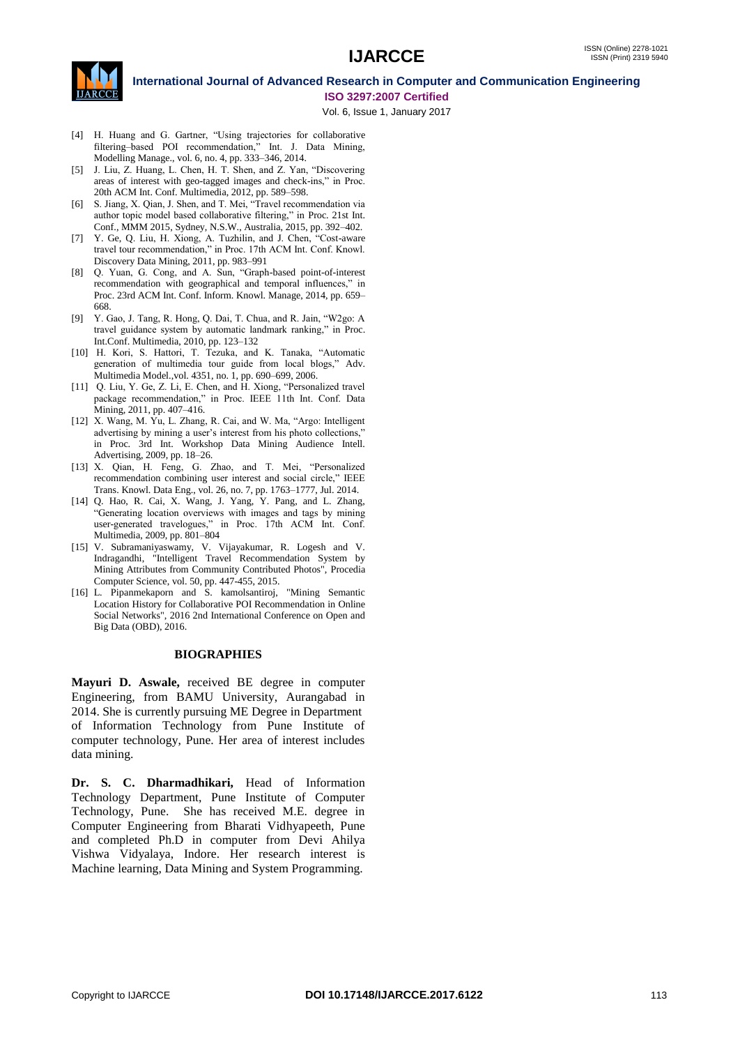[4] H. Huang and G. Gartner, "Using trajectories for collaborative filtering–based POI recommendation," Int. J. Data Mining, Modelling Manage., vol. 6, no. 4, pp. 333–346, 2014.

[5] J. Liu, Z. Huang, L. Chen, H. T. Shen, and Z. Yan, "Discovering areas of interest with geo-tagged images and check-ins," in Proc. 20th ACM Int. Conf. Multimedia, 2012, pp. 589–598.

[6] S. Jiang, X. Qian, J. Shen, and T. Mei, "Travel recommendation via author topic model based collaborative filtering," in Proc. 21st Int. Conf., MMM 2015, Sydney, N.S.W., Australia, 2015, pp. 392–402.

[7] Y. Ge, Q. Liu, H. Xiong, A. Tuzhilin, and J. Chen, "Cost-aware travel tour recommendation," in Proc. 17th ACM Int. Conf. Knowl. Discovery Data Mining, 2011, pp. 983–991

[8] Q. Yuan, G. Cong, and A. Sun, "Graph-based point-of-interest recommendation with geographical and temporal influences," in Proc. 23rd ACM Int. Conf. Inform. Knowl. Manage, 2014, pp. 659–668.

[9] Y. Gao, J. Tang, R. Hong, Q. Dai, T. Chua, and R. Jain, "W2go: A travel guidance system by automatic landmark ranking," in Proc. Int.Conf. Multimedia, 2010, pp. 123–132

[10] H. Kori, S. Hattori, T. Tezuka, and K. Tanaka, "Automatic generation of multimedia tour guide from local blogs," Adv. Multimedia Model.,vol. 4351, no. 1, pp. 690–699, 2006.

[11] Q. Liu, Y. Ge, Z. Li, E. Chen, and H. Xiong, "Personalized travel package recommendation," in Proc. IEEE 11th Int. Conf. Data Mining, 2011, pp. 407–416.

[12] X. Wang, M. Yu, L. Zhang, R. Cai, and W. Ma, "Argo: Intelligent advertising by mining a user's interest from his photo collections," in Proc. 3rd Int. Workshop Data Mining Audience Intell. Advertising, 2009, pp. 18–26.

[13] X. Qian, H. Feng, G. Zhao, and T. Mei, "Personalized recommendation combining user interest and social circle," IEEE Trans. Knowl. Data Eng., vol. 26, no. 7, pp. 1763–1777, Jul. 2014.

[14] Q. Hao, R. Cai, X. Wang, J. Yang, Y. Pang, and L. Zhang, "Generating location overviews with images and tags by mining user-generated travelogues," in Proc. 17th ACM Int. Conf. Multimedia, 2009, pp. 801–804

[15] V. Subramaniyaswamy, V. Vijayakumar, R. Logesh and V. Indragandhi, "Intelligent Travel Recommendation System by Mining Attributes from Community Contributed Photos", Procedia Computer Science, vol. 50, pp. 447-455, 2015.

[16] L. Pipanmekaporn and S. kamolsantiroj, "Mining Semantic Location History for Collaborative POI Recommendation in Online Social Networks", 2016 2nd International Conference on Open and Big Data (OBD), 2016.

## BIOGRAPHIES

**Mayuri D. Aswale,** received BE degree in computer Engineering, from BAMU University, Aurangabad in 2014. She is currently pursuing ME Degree in Department of Information Technology from Pune Institute of computer technology, Pune. Her area of interest includes data mining.

**Dr. S. C. Dharmadhikari,** Head of Information Technology Department, Pune Institute of Computer Technology, Pune. She has received M.E. degree in Computer Engineering from Bharati Vidhyapeeth, Pune and completed Ph.D in computer from Devi Ahilya Vishwa Vidyalaya, Indore. Her research interest is Machine learning, Data Mining and System Programming.